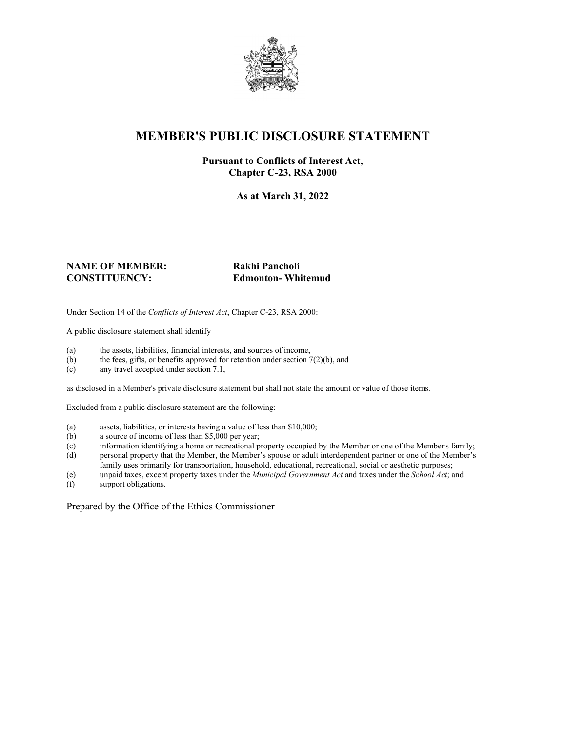# MEMBER'S PUBLIC DISCLOSURE STATEMENT

**Pursuant to Conflicts of Interest Act, Chapter C-23, RSA 2000**

**As at March 31, 2022**

**NAME OF MEMBER:** **Rakhi Pancholi**
**CONSTITUENCY:** **Edmonton- Whitemud**

Under Section 14 of the *Conflicts of Interest Act*, Chapter C-23, RSA 2000:

A public disclosure statement shall identify

(a) the assets, liabilities, financial interests, and sources of income,
(b) the fees, gifts, or benefits approved for retention under section 7(2)(b), and
(c) any travel accepted under section 7.1,

as disclosed in a Member's private disclosure statement but shall not state the amount or value of those items.

Excluded from a public disclosure statement are the following:

(a) assets, liabilities, or interests having a value of less than $10,000;
(b) a source of income of less than $5,000 per year;
(c) information identifying a home or recreational property occupied by the Member or one of the Member's family;
(d) personal property that the Member, the Member's spouse or adult interdependent partner or one of the Member's family uses primarily for transportation, household, educational, recreational, social or aesthetic purposes;
(e) unpaid taxes, except property taxes under the *Municipal Government Act* and taxes under the *School Act*; and
(f) support obligations.

Prepared by the Office of the Ethics Commissioner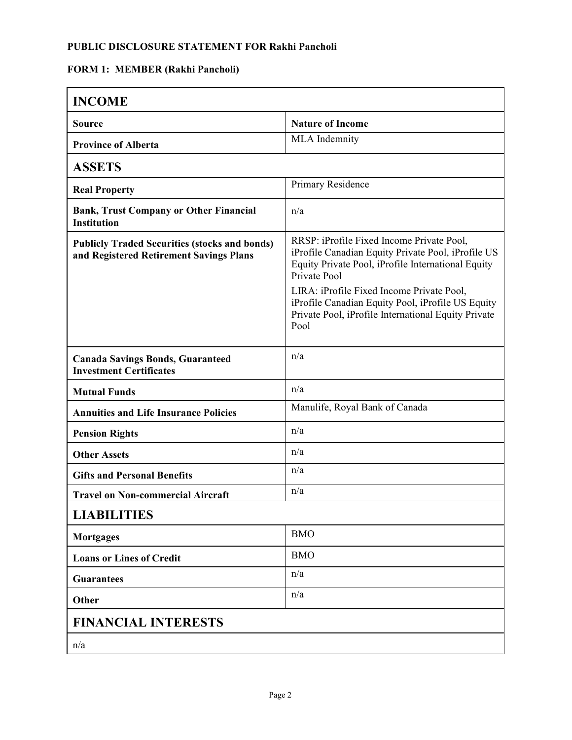**PUBLIC DISCLOSURE STATEMENT FOR Rakhi Pancholi**

**FORM 1: MEMBER (Rakhi Pancholi)**

| **INCOME** | |
|---|---|
| **Source** | **Nature of Income** |
| **Province of Alberta** | MLA Indemnity |
| **ASSETS** | |
| **Real Property** | Primary Residence |
| **Bank, Trust Company or Other Financial Institution** | n/a |
| **Publicly Traded Securities (stocks and bonds) and Registered Retirement Savings Plans** | RRSP: iProfile Fixed Income Private Pool, iProfile Canadian Equity Private Pool, iProfile US Equity Private Pool, iProfile International Equity Private Pool<br><br>LIRA: iProfile Fixed Income Private Pool, iProfile Canadian Equity Pool, iProfile US Equity Private Pool, iProfile International Equity Private Pool |
| **Canada Savings Bonds, Guaranteed Investment Certificates** | n/a |
| **Mutual Funds** | n/a |
| **Annuities and Life Insurance Policies** | Manulife, Royal Bank of Canada |
| **Pension Rights** | n/a |
| **Other Assets** | n/a |
| **Gifts and Personal Benefits** | n/a |
| **Travel on Non-commercial Aircraft** | n/a |
| **LIABILITIES** | |
| **Mortgages** | BMO |
| **Loans or Lines of Credit** | BMO |
| **Guarantees** | n/a |
| **Other** | n/a |
| **FINANCIAL INTERESTS** | |
| n/a | |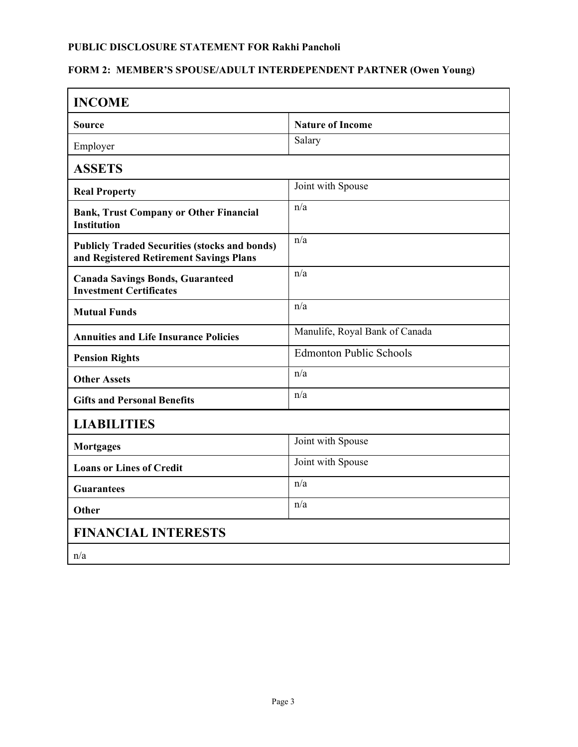**PUBLIC DISCLOSURE STATEMENT FOR Rakhi Pancholi**

**FORM 2: MEMBER'S SPOUSE/ADULT INTERDEPENDENT PARTNER (Owen Young)**

| **INCOME** | |
|---|---|
| **Source** | **Nature of Income** |
| Employer | Salary |
| **ASSETS** | |
| **Real Property** | Joint with Spouse |
| **Bank, Trust Company or Other Financial Institution** | n/a |
| **Publicly Traded Securities (stocks and bonds) and Registered Retirement Savings Plans** | n/a |
| **Canada Savings Bonds, Guaranteed Investment Certificates** | n/a |
| **Mutual Funds** | n/a |
| **Annuities and Life Insurance Policies** | Manulife, Royal Bank of Canada |
| **Pension Rights** | Edmonton Public Schools |
| **Other Assets** | n/a |
| **Gifts and Personal Benefits** | n/a |
| **LIABILITIES** | |
| **Mortgages** | Joint with Spouse |
| **Loans or Lines of Credit** | Joint with Spouse |
| **Guarantees** | n/a |
| **Other** | n/a |
| **FINANCIAL INTERESTS** | |
| n/a | |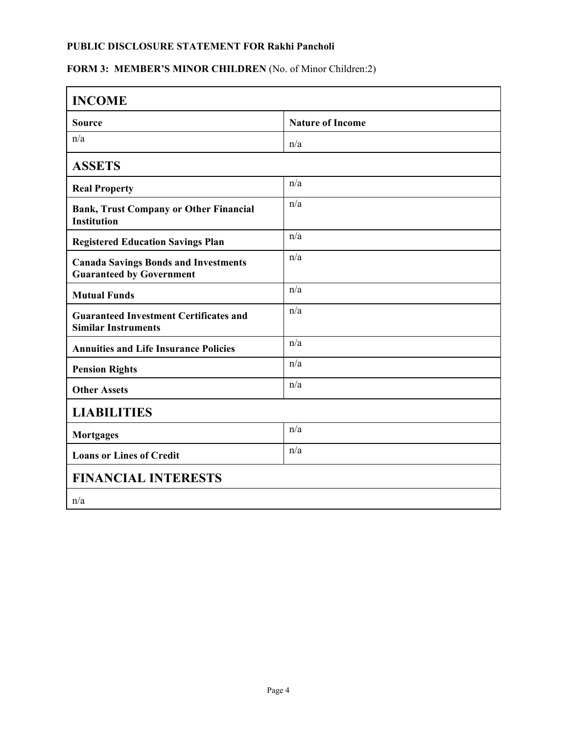**PUBLIC DISCLOSURE STATEMENT FOR Rakhi Pancholi**

**FORM 3: MEMBER'S MINOR CHILDREN** (No. of Minor Children:2)

| | |
|---|---|
| **INCOME** | |
| **Source** | **Nature of Income** |
| n/a | n/a |
| **ASSETS** | |
| **Real Property** | n/a |
| **Bank, Trust Company or Other Financial Institution** | n/a |
| **Registered Education Savings Plan** | n/a |
| **Canada Savings Bonds and Investments Guaranteed by Government** | n/a |
| **Mutual Funds** | n/a |
| **Guaranteed Investment Certificates and Similar Instruments** | n/a |
| **Annuities and Life Insurance Policies** | n/a |
| **Pension Rights** | n/a |
| **Other Assets** | n/a |
| **LIABILITIES** | |
| **Mortgages** | n/a |
| **Loans or Lines of Credit** | n/a |
| **FINANCIAL INTERESTS** | |
| n/a | |